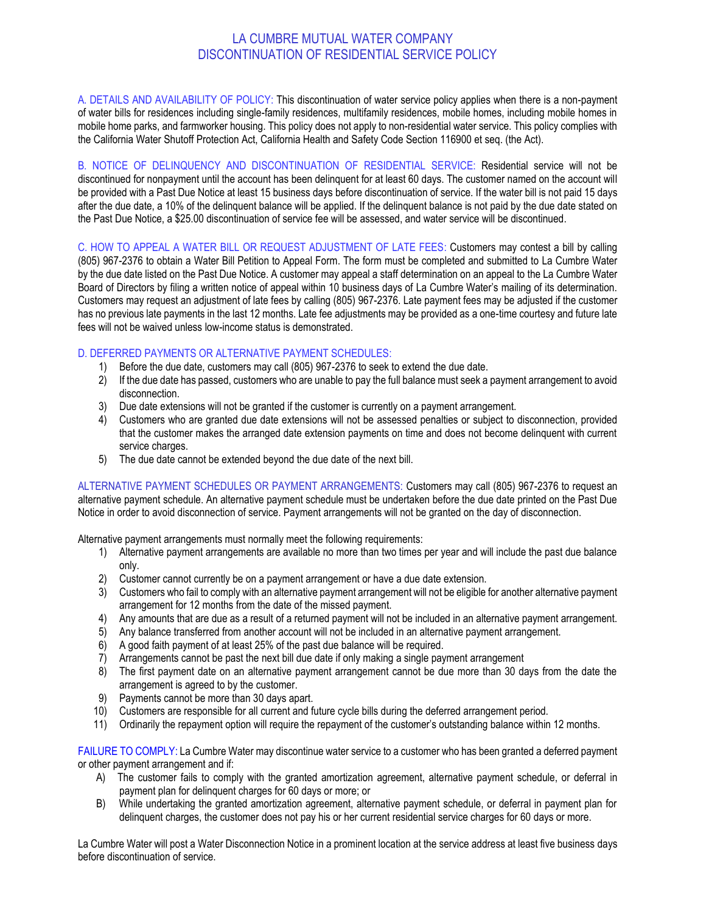# LA CUMBRE MUTUAL WATER COMPANY
# DISCONTINUATION OF RESIDENTIAL SERVICE POLICY

A. DETAILS AND AVAILABILITY OF POLICY: This discontinuation of water service policy applies when there is a non-payment of water bills for residences including single-family residences, multifamily residences, mobile homes, including mobile homes in mobile home parks, and farmworker housing. This policy does not apply to non-residential water service. This policy complies with the California Water Shutoff Protection Act, California Health and Safety Code Section 116900 et seq. (the Act).

B. NOTICE OF DELINQUENCY AND DISCONTINUATION OF RESIDENTIAL SERVICE: Residential service will not be discontinued for nonpayment until the account has been delinquent for at least 60 days. The customer named on the account will be provided with a Past Due Notice at least 15 business days before discontinuation of service. If the water bill is not paid 15 days after the due date, a 10% of the delinquent balance will be applied. If the delinquent balance is not paid by the due date stated on the Past Due Notice, a $25.00 discontinuation of service fee will be assessed, and water service will be discontinued.

C. HOW TO APPEAL A WATER BILL OR REQUEST ADJUSTMENT OF LATE FEES: Customers may contest a bill by calling (805) 967-2376 to obtain a Water Bill Petition to Appeal Form. The form must be completed and submitted to La Cumbre Water by the due date listed on the Past Due Notice. A customer may appeal a staff determination on an appeal to the La Cumbre Water Board of Directors by filing a written notice of appeal within 10 business days of La Cumbre Water's mailing of its determination. Customers may request an adjustment of late fees by calling (805) 967-2376. Late payment fees may be adjusted if the customer has no previous late payments in the last 12 months. Late fee adjustments may be provided as a one-time courtesy and future late fees will not be waived unless low-income status is demonstrated.

D. DEFERRED PAYMENTS OR ALTERNATIVE PAYMENT SCHEDULES:

1) Before the due date, customers may call (805) 967-2376 to seek to extend the due date.
2) If the due date has passed, customers who are unable to pay the full balance must seek a payment arrangement to avoid disconnection.
3) Due date extensions will not be granted if the customer is currently on a payment arrangement.
4) Customers who are granted due date extensions will not be assessed penalties or subject to disconnection, provided that the customer makes the arranged date extension payments on time and does not become delinquent with current service charges.
5) The due date cannot be extended beyond the due date of the next bill.

ALTERNATIVE PAYMENT SCHEDULES OR PAYMENT ARRANGEMENTS: Customers may call (805) 967-2376 to request an alternative payment schedule. An alternative payment schedule must be undertaken before the due date printed on the Past Due Notice in order to avoid disconnection of service. Payment arrangements will not be granted on the day of disconnection.

Alternative payment arrangements must normally meet the following requirements:

1) Alternative payment arrangements are available no more than two times per year and will include the past due balance only.
2) Customer cannot currently be on a payment arrangement or have a due date extension.
3) Customers who fail to comply with an alternative payment arrangement will not be eligible for another alternative payment arrangement for 12 months from the date of the missed payment.
4) Any amounts that are due as a result of a returned payment will not be included in an alternative payment arrangement.
5) Any balance transferred from another account will not be included in an alternative payment arrangement.
6) A good faith payment of at least 25% of the past due balance will be required.
7) Arrangements cannot be past the next bill due date if only making a single payment arrangement
8) The first payment date on an alternative payment arrangement cannot be due more than 30 days from the date the arrangement is agreed to by the customer.
9) Payments cannot be more than 30 days apart.
10) Customers are responsible for all current and future cycle bills during the deferred arrangement period.
11) Ordinarily the repayment option will require the repayment of the customer's outstanding balance within 12 months.

FAILURE TO COMPLY: La Cumbre Water may discontinue water service to a customer who has been granted a deferred payment or other payment arrangement and if:

A) The customer fails to comply with the granted amortization agreement, alternative payment schedule, or deferral in payment plan for delinquent charges for 60 days or more; or
B) While undertaking the granted amortization agreement, alternative payment schedule, or deferral in payment plan for delinquent charges, the customer does not pay his or her current residential service charges for 60 days or more.

La Cumbre Water will post a Water Disconnection Notice in a prominent location at the service address at least five business days before discontinuation of service.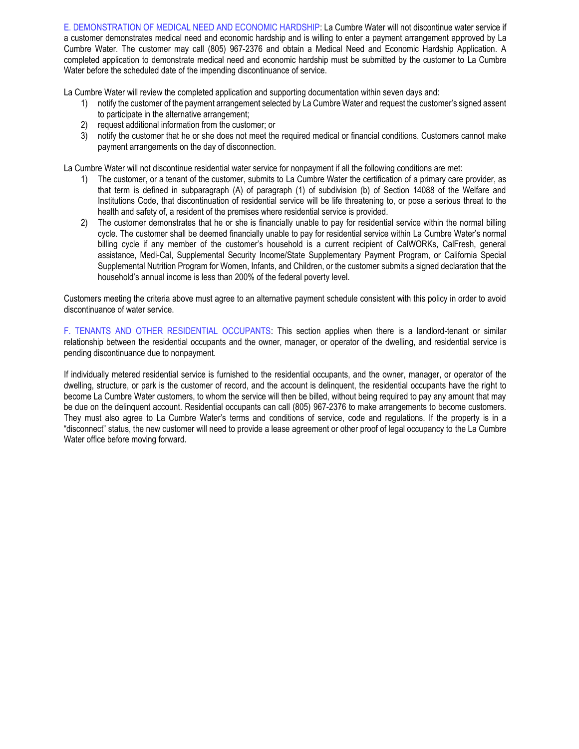E. DEMONSTRATION OF MEDICAL NEED AND ECONOMIC HARDSHIP: La Cumbre Water will not discontinue water service if a customer demonstrates medical need and economic hardship and is willing to enter a payment arrangement approved by La Cumbre Water. The customer may call (805) 967-2376 and obtain a Medical Need and Economic Hardship Application. A completed application to demonstrate medical need and economic hardship must be submitted by the customer to La Cumbre Water before the scheduled date of the impending discontinuance of service.

La Cumbre Water will review the completed application and supporting documentation within seven days and:

1) notify the customer of the payment arrangement selected by La Cumbre Water and request the customer's signed assent to participate in the alternative arrangement;
2) request additional information from the customer; or
3) notify the customer that he or she does not meet the required medical or financial conditions. Customers cannot make payment arrangements on the day of disconnection.

La Cumbre Water will not discontinue residential water service for nonpayment if all the following conditions are met:

1) The customer, or a tenant of the customer, submits to La Cumbre Water the certification of a primary care provider, as that term is defined in subparagraph (A) of paragraph (1) of subdivision (b) of Section 14088 of the Welfare and Institutions Code, that discontinuation of residential service will be life threatening to, or pose a serious threat to the health and safety of, a resident of the premises where residential service is provided.
2) The customer demonstrates that he or she is financially unable to pay for residential service within the normal billing cycle. The customer shall be deemed financially unable to pay for residential service within La Cumbre Water's normal billing cycle if any member of the customer's household is a current recipient of CalWORKs, CalFresh, general assistance, Medi-Cal, Supplemental Security Income/State Supplementary Payment Program, or California Special Supplemental Nutrition Program for Women, Infants, and Children, or the customer submits a signed declaration that the household's annual income is less than 200% of the federal poverty level.

Customers meeting the criteria above must agree to an alternative payment schedule consistent with this policy in order to avoid discontinuance of water service.

F. TENANTS AND OTHER RESIDENTIAL OCCUPANTS: This section applies when there is a landlord-tenant or similar relationship between the residential occupants and the owner, manager, or operator of the dwelling, and residential service is pending discontinuance due to nonpayment.

If individually metered residential service is furnished to the residential occupants, and the owner, manager, or operator of the dwelling, structure, or park is the customer of record, and the account is delinquent, the residential occupants have the right to become La Cumbre Water customers, to whom the service will then be billed, without being required to pay any amount that may be due on the delinquent account. Residential occupants can call (805) 967-2376 to make arrangements to become customers. They must also agree to La Cumbre Water's terms and conditions of service, code and regulations. If the property is in a "disconnect" status, the new customer will need to provide a lease agreement or other proof of legal occupancy to the La Cumbre Water office before moving forward.